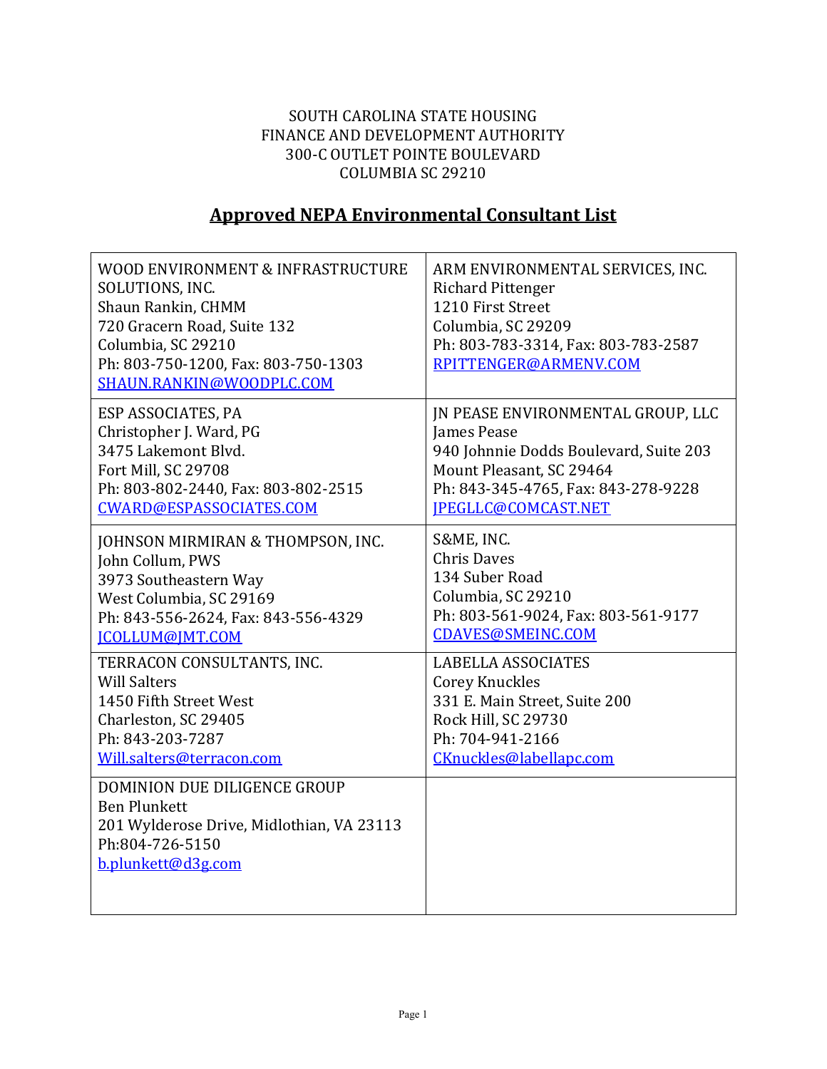SOUTH CAROLINA STATE HOUSING
FINANCE AND DEVELOPMENT AUTHORITY
300-C OUTLET POINTE BOULEVARD
COLUMBIA SC 29210

# Approved NEPA Environmental Consultant List

| | |
|---|---|
| WOOD ENVIRONMENT & INFRASTRUCTURE SOLUTIONS, INC.<br>Shaun Rankin, CHMM<br>720 Gracern Road, Suite 132<br>Columbia, SC 29210<br>Ph: 803-750-1200, Fax: 803-750-1303<br>SHAUN.RANKIN@WOODPLC.COM | ARM ENVIRONMENTAL SERVICES, INC.<br>Richard Pittenger<br>1210 First Street<br>Columbia, SC 29209<br>Ph: 803-783-3314, Fax: 803-783-2587<br>RPITTENGER@ARMENV.COM |
| ESP ASSOCIATES, PA<br>Christopher J. Ward, PG<br>3475 Lakemont Blvd.<br>Fort Mill, SC 29708<br>Ph: 803-802-2440, Fax: 803-802-2515<br>CWARD@ESPASSOCIATES.COM | JN PEASE ENVIRONMENTAL GROUP, LLC<br>James Pease<br>940 Johnnie Dodds Boulevard, Suite 203<br>Mount Pleasant, SC 29464<br>Ph: 843-345-4765, Fax: 843-278-9228<br>JPEGLLC@COMCAST.NET |
| JOHNSON MIRMIRAN & THOMPSON, INC.<br>John Collum, PWS<br>3973 Southeastern Way<br>West Columbia, SC 29169<br>Ph: 843-556-2624, Fax: 843-556-4329<br>JCOLLUM@JMT.COM | S&ME, INC.<br>Chris Daves<br>134 Suber Road<br>Columbia, SC 29210<br>Ph: 803-561-9024, Fax: 803-561-9177<br>CDAVES@SMEINC.COM |
| TERRACON CONSULTANTS, INC.<br>Will Salters<br>1450 Fifth Street West<br>Charleston, SC 29405<br>Ph: 843-203-7287<br>Will.salters@terracon.com | LABELLA ASSOCIATES<br>Corey Knuckles<br>331 E. Main Street, Suite 200<br>Rock Hill, SC 29730<br>Ph: 704-941-2166<br>CKnuckles@labellapc.com |
| DOMINION DUE DILIGENCE GROUP<br>Ben Plunkett<br>201 Wylderose Drive, Midlothian, VA 23113<br>Ph:804-726-5150<br>b.plunkett@d3g.com | |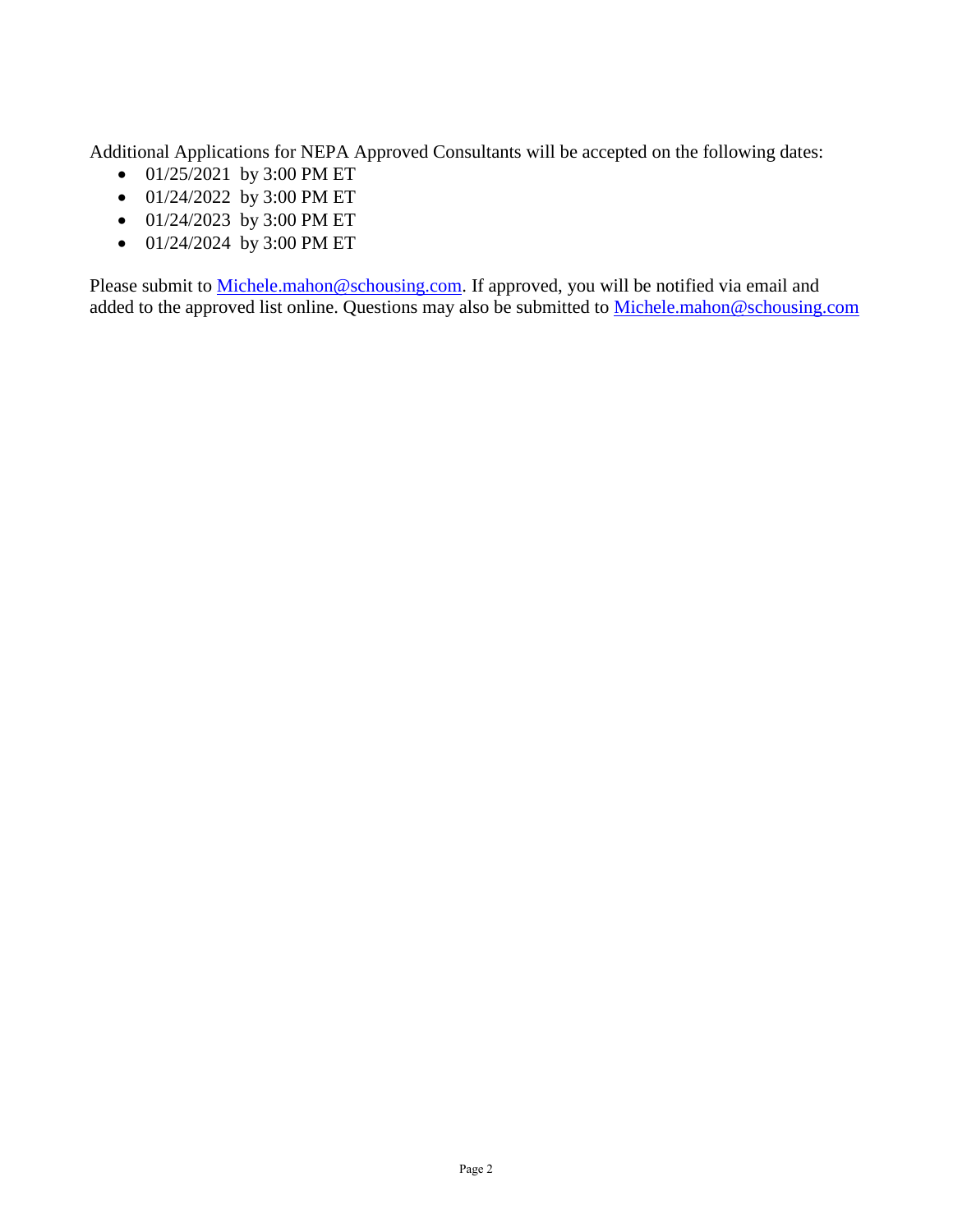Additional Applications for NEPA Approved Consultants will be accepted on the following dates:

- 01/25/2021 by 3:00 PM ET
- 01/24/2022 by 3:00 PM ET
- 01/24/2023 by 3:00 PM ET
- 01/24/2024 by 3:00 PM ET

Please submit to [Michele.mahon@schousing.com](mailto:Michele.mahon@schousing.com). If approved, you will be notified via email and added to the approved list online. Questions may also be submitted to [Michele.mahon@schousing.com](mailto:Michele.mahon@schousing.com)